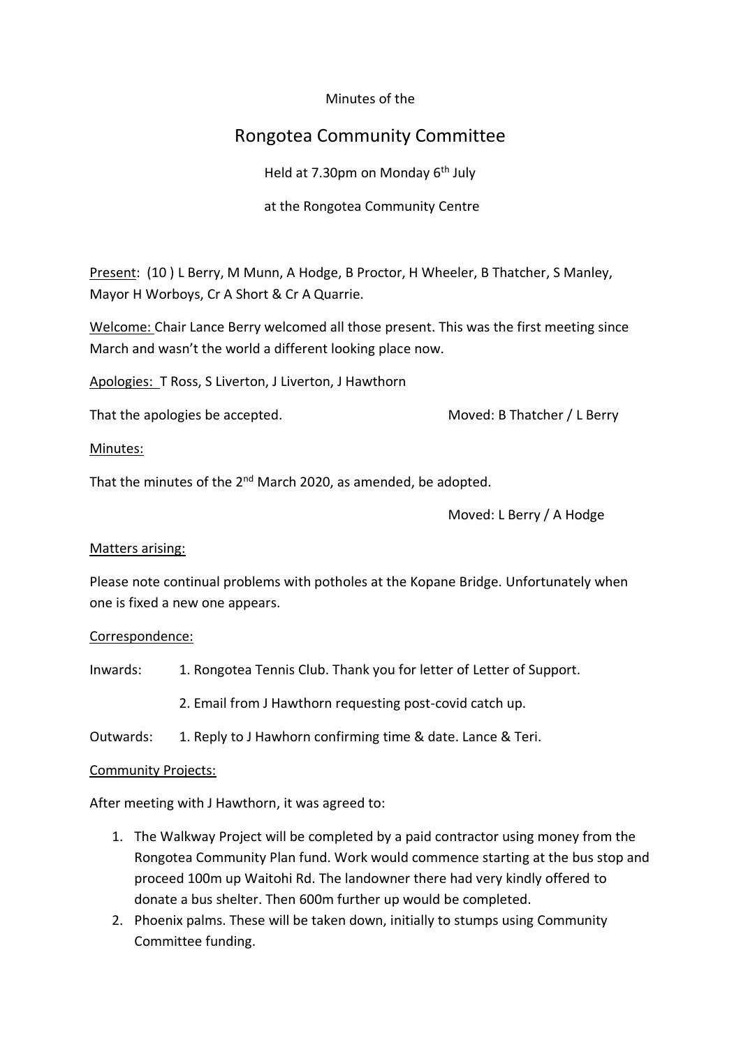Minutes of the

# Rongotea Community Committee

Held at 7.30pm on Monday 6th July

at the Rongotea Community Centre

Present: (10 ) L Berry, M Munn, A Hodge, B Proctor, H Wheeler, B Thatcher, S Manley, Mayor H Worboys, Cr A Short & Cr A Quarrie.

Welcome: Chair Lance Berry welcomed all those present. This was the first meeting since March and wasn't the world a different looking place now.

Apologies: T Ross, S Liverton, J Liverton, J Hawthorn

That the apologies be accepted. Moved: B Thatcher / L Berry

Minutes:

That the minutes of the 2nd March 2020, as amended, be adopted.

Moved: L Berry / A Hodge

Matters arising:

Please note continual problems with potholes at the Kopane Bridge. Unfortunately when one is fixed a new one appears.

Correspondence:

Inwards: 1. Rongotea Tennis Club. Thank you for letter of Letter of Support.

2. Email from J Hawthorn requesting post-covid catch up.

Outwards: 1. Reply to J Hawhorn confirming time & date. Lance & Teri.

Community Projects:

After meeting with J Hawthorn, it was agreed to:

1. The Walkway Project will be completed by a paid contractor using money from the Rongotea Community Plan fund. Work would commence starting at the bus stop and proceed 100m up Waitohi Rd. The landowner there had very kindly offered to donate a bus shelter. Then 600m further up would be completed.
2. Phoenix palms. These will be taken down, initially to stumps using Community Committee funding.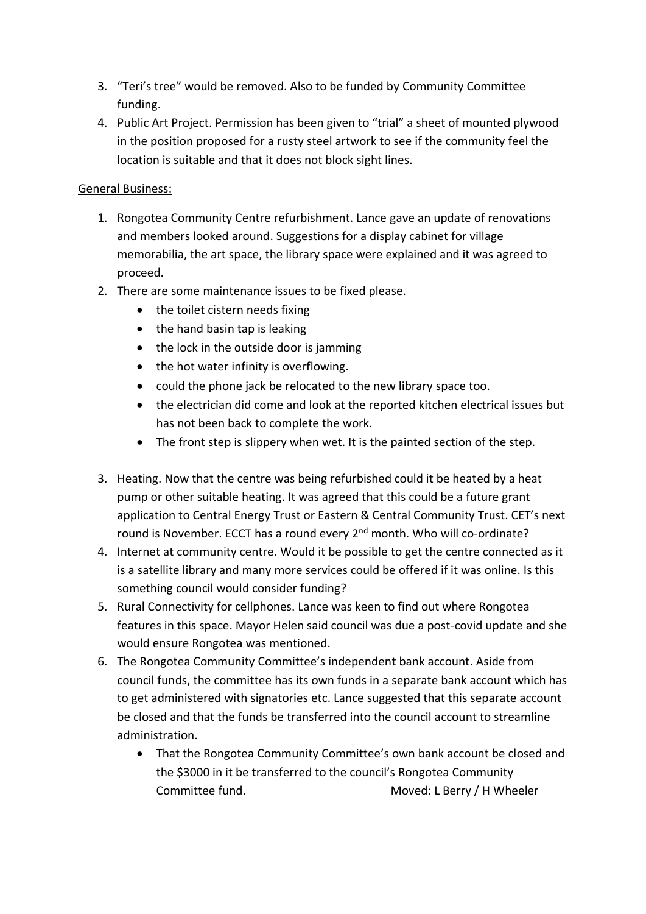3. "Teri's tree" would be removed. Also to be funded by Community Committee funding.
4. Public Art Project. Permission has been given to "trial" a sheet of mounted plywood in the position proposed for a rusty steel artwork to see if the community feel the location is suitable and that it does not block sight lines.

General Business:

1. Rongotea Community Centre refurbishment. Lance gave an update of renovations and members looked around. Suggestions for a display cabinet for village memorabilia, the art space, the library space were explained and it was agreed to proceed.
2. There are some maintenance issues to be fixed please.
   - the toilet cistern needs fixing
   - the hand basin tap is leaking
   - the lock in the outside door is jamming
   - the hot water infinity is overflowing.
   - could the phone jack be relocated to the new library space too.
   - the electrician did come and look at the reported kitchen electrical issues but has not been back to complete the work.
   - The front step is slippery when wet. It is the painted section of the step.
3. Heating. Now that the centre was being refurbished could it be heated by a heat pump or other suitable heating. It was agreed that this could be a future grant application to Central Energy Trust or Eastern & Central Community Trust. CET's next round is November. ECCT has a round every 2nd month. Who will co-ordinate?
4. Internet at community centre. Would it be possible to get the centre connected as it is a satellite library and many more services could be offered if it was online. Is this something council would consider funding?
5. Rural Connectivity for cellphones. Lance was keen to find out where Rongotea features in this space. Mayor Helen said council was due a post-covid update and she would ensure Rongotea was mentioned.
6. The Rongotea Community Committee's independent bank account. Aside from council funds, the committee has its own funds in a separate bank account which has to get administered with signatories etc. Lance suggested that this separate account be closed and that the funds be transferred into the council account to streamline administration.
   - That the Rongotea Community Committee's own bank account be closed and the $3000 in it be transferred to the council's Rongotea Community Committee fund. Moved: L Berry / H Wheeler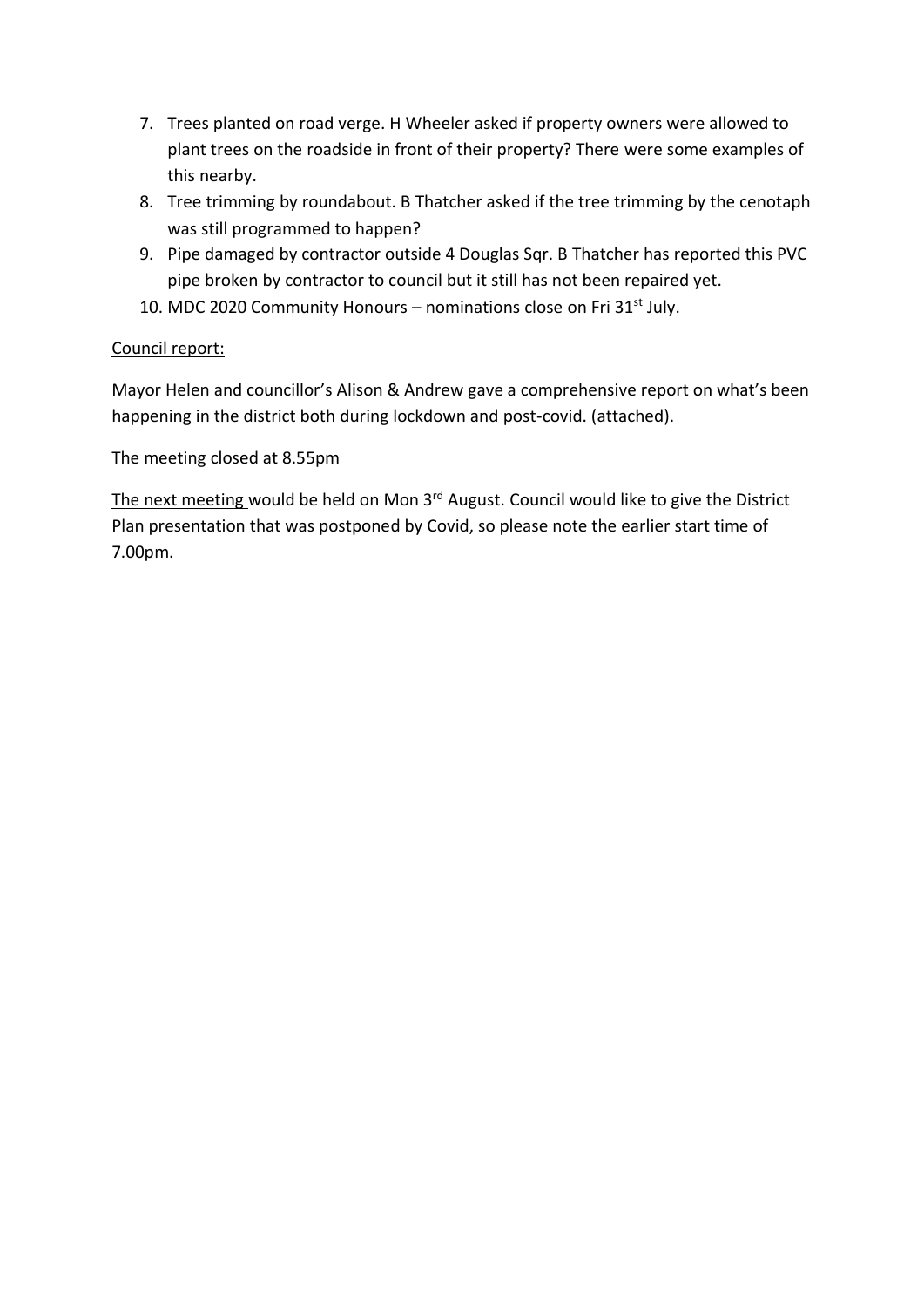7. Trees planted on road verge. H Wheeler asked if property owners were allowed to plant trees on the roadside in front of their property? There were some examples of this nearby.
8. Tree trimming by roundabout. B Thatcher asked if the tree trimming by the cenotaph was still programmed to happen?
9. Pipe damaged by contractor outside 4 Douglas Sqr. B Thatcher has reported this PVC pipe broken by contractor to council but it still has not been repaired yet.
10. MDC 2020 Community Honours – nominations close on Fri 31st July.

Council report:

Mayor Helen and councillor's Alison & Andrew gave a comprehensive report on what's been happening in the district both during lockdown and post-covid. (attached).

The meeting closed at 8.55pm

The next meeting would be held on Mon 3rd August. Council would like to give the District Plan presentation that was postponed by Covid, so please note the earlier start time of 7.00pm.